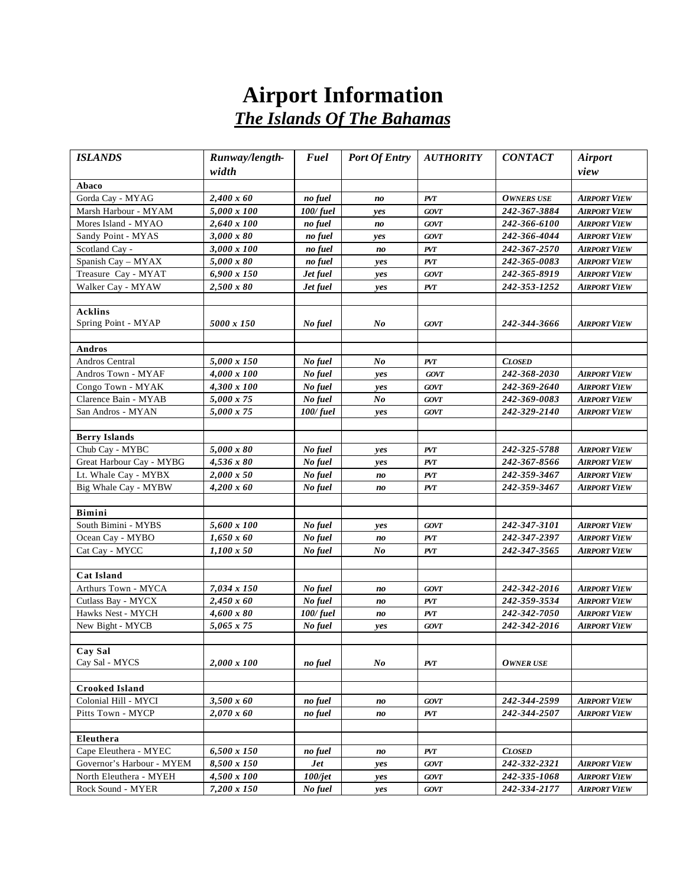# Airport Information

## *The Islands Of The Bahamas*

| *ISLANDS* | *Runway/length-width* | *Fuel* | *Port Of Entry* | *AUTHORITY* | *CONTACT* | *Airport view* |
|---|---|---|---|---|---|---|
| **Abaco** | | | | | | |
| Gorda Cay - MYAG | *2,400 x 60* | *no fuel* | *no* | *PVT* | *OWNERS USE* | *AIRPORT VIEW* |
| Marsh Harbour - MYAM | *5,000 x 100* | *100/ fuel* | *yes* | *GOVT* | *242-367-3884* | *AIRPORT VIEW* |
| Mores Island - MYAO | *2,640 x 100* | *no fuel* | *no* | *GOVT* | *242-366-6100* | *AIRPORT VIEW* |
| Sandy Point - MYAS | *3,000 x 80* | *no fuel* | *yes* | *GOVT* | *242-366-4044* | *AIRPORT VIEW* |
| Scotland Cay - | *3,000 x 100* | *no fuel* | *no* | *PVT* | *242-367-2570* | *AIRPORT VIEW* |
| Spanish Cay – MYAX | *5,000 x 80* | *no fuel* | *yes* | *PVT* | *242-365-0083* | *AIRPORT VIEW* |
| Treasure Cay - MYAT | *6,900 x 150* | *Jet fuel* | *yes* | *GOVT* | *242-365-8919* | *AIRPORT VIEW* |
| Walker Cay - MYAW | *2,500 x 80* | *Jet fuel* | *yes* | *PVT* | *242-353-1252* | *AIRPORT VIEW* |
| | | | | | | |
| **Acklins** Spring Point - MYAP | *5000 x 150* | *No fuel* | *No* | *GOVT* | *242-344-3666* | *AIRPORT VIEW* |
| | | | | | | |
| **Andros** | | | | | | |
| Andros Central | *5,000 x 150* | *No fuel* | *No* | *PVT* | *CLOSED* | |
| Andros Town - MYAF | *4,000 x 100* | *No fuel* | *yes* | *GOVT* | *242-368-2030* | *AIRPORT VIEW* |
| Congo Town - MYAK | *4,300 x 100* | *No fuel* | *yes* | *GOVT* | *242-369-2640* | *AIRPORT VIEW* |
| Clarence Bain - MYAB | *5,000 x 75* | *No fuel* | *No* | *GOVT* | *242-369-0083* | *AIRPORT VIEW* |
| San Andros - MYAN | *5,000 x 75* | *100/ fuel* | *yes* | *GOVT* | *242-329-2140* | *AIRPORT VIEW* |
| | | | | | | |
| **Berry Islands** | | | | | | |
| Chub Cay - MYBC | *5,000 x 80* | *No fuel* | *yes* | *PVT* | *242-325-5788* | *AIRPORT VIEW* |
| Great Harbour Cay - MYBG | *4,536 x 80* | *No fuel* | *yes* | *PVT* | *242-367-8566* | *AIRPORT VIEW* |
| Lt. Whale Cay - MYBX | *2,000 x 50* | *No fuel* | *no* | *PVT* | *242-359-3467* | *AIRPORT VIEW* |
| Big Whale Cay - MYBW | *4,200 x 60* | *No fuel* | *no* | *PVT* | *242-359-3467* | *AIRPORT VIEW* |
| | | | | | | |
| **Bimini** | | | | | | |
| South Bimini - MYBS | *5,600 x 100* | *No fuel* | *yes* | *GOVT* | *242-347-3101* | *AIRPORT VIEW* |
| Ocean Cay - MYBO | *1,650 x 60* | *No fuel* | *no* | *PVT* | *242-347-2397* | *AIRPORT VIEW* |
| Cat Cay - MYCC | *1,100 x 50* | *No fuel* | *No* | *PVT* | *242-347-3565* | *AIRPORT VIEW* |
| | | | | | | |
| **Cat Island** | | | | | | |
| Arthurs Town - MYCA | *7,034 x 150* | *No fuel* | *no* | *GOVT* | *242-342-2016* | *AIRPORT VIEW* |
| Cutlass Bay - MYCX | *2,450 x 60* | *No fuel* | *no* | *PVT* | *242-359-3534* | *AIRPORT VIEW* |
| Hawks Nest - MYCH | *4,600 x 80* | *100/ fuel* | *no* | *PVT* | *242-342-7050* | *AIRPORT VIEW* |
| New Bight - MYCB | *5,065 x 75* | *No fuel* | *yes* | *GOVT* | *242-342-2016* | *AIRPORT VIEW* |
| | | | | | | |
| **Cay Sal** Cay Sal - MYCS | *2,000 x 100* | *no fuel* | *No* | *PVT* | *OWNER USE* | |
| | | | | | | |
| **Crooked Island** | | | | | | |
| Colonial Hill - MYCI | *3,500 x 60* | *no fuel* | *no* | *GOVT* | *242-344-2599* | *AIRPORT VIEW* |
| Pitts Town - MYCP | *2,070 x 60* | *no fuel* | *no* | *PVT* | *242-344-2507* | *AIRPORT VIEW* |
| | | | | | | |
| **Eleuthera** | | | | | | |
| Cape Eleuthera - MYEC | *6,500 x 150* | *no fuel* | *no* | *PVT* | *CLOSED* | |
| Governor's Harbour - MYEM | *8,500 x 150* | *Jet* | *yes* | *GOVT* | *242-332-2321* | *AIRPORT VIEW* |
| North Eleuthera - MYEH | *4,500 x 100* | *100/jet* | *yes* | *GOVT* | *242-335-1068* | *AIRPORT VIEW* |
| Rock Sound - MYER | *7,200 x 150* | *No fuel* | *yes* | *GOVT* | *242-334-2177* | *AIRPORT VIEW* |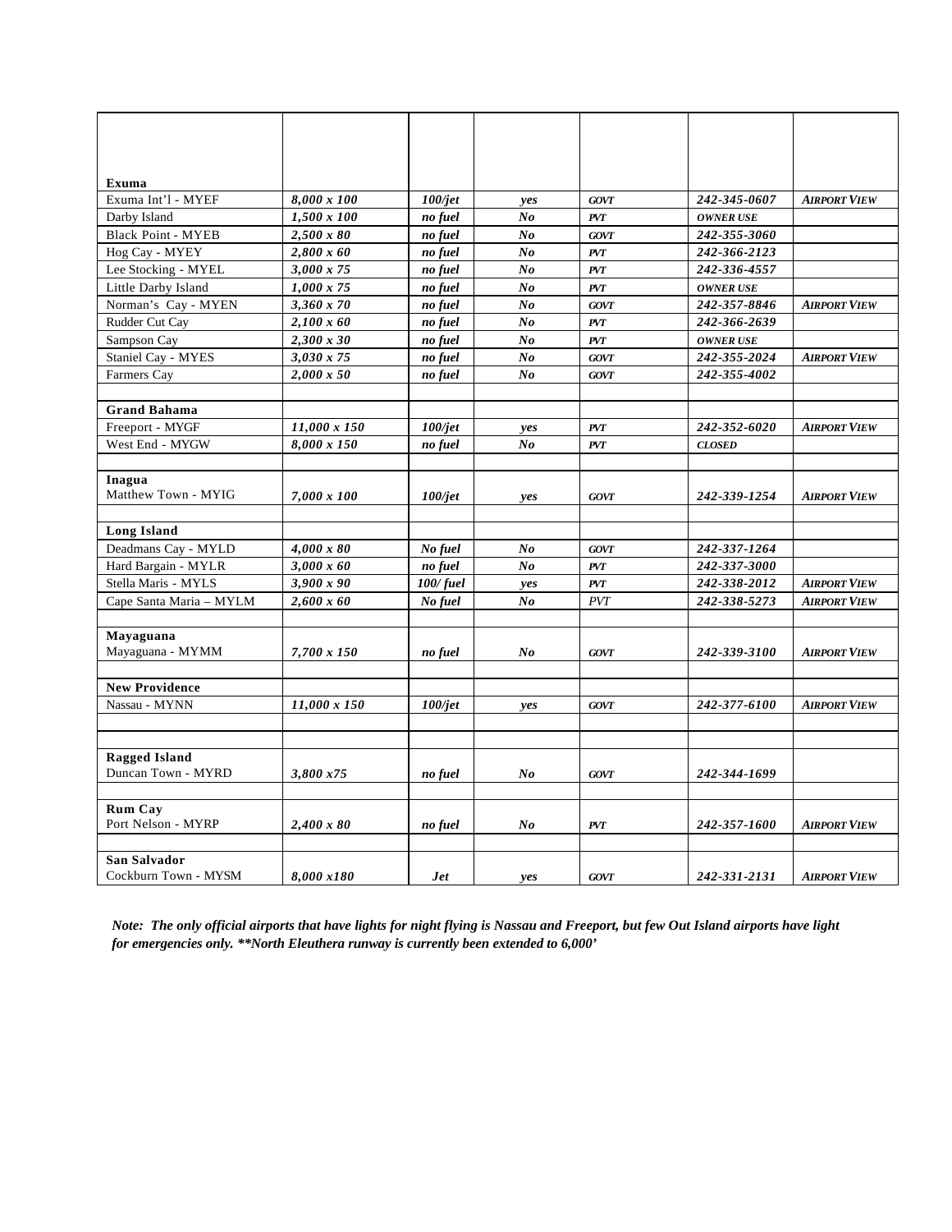| | | | | | | |
|---|---|---|---|---|---|---|
| **Exuma** | | | | | | |
| Exuma Int'l - MYEF | ***8,000 x 100*** | ***100/jet*** | ***yes*** | ***GOVT*** | ***242-345-0607*** | ***AIRPORT VIEW*** |
| Darby Island | ***1,500 x 100*** | ***no fuel*** | ***No*** | ***PVT*** | ***OWNER USE*** | |
| Black Point - MYEB | ***2,500 x 80*** | ***no fuel*** | ***No*** | ***GOVT*** | ***242-355-3060*** | |
| Hog Cay - MYEY | ***2,800 x 60*** | ***no fuel*** | ***No*** | ***PVT*** | ***242-366-2123*** | |
| Lee Stocking - MYEL | ***3,000 x 75*** | ***no fuel*** | ***No*** | ***PVT*** | ***242-336-4557*** | |
| Little Darby Island | ***1,000 x 75*** | ***no fuel*** | ***No*** | ***PVT*** | ***OWNER USE*** | |
| Norman's Cay - MYEN | ***3,360 x 70*** | ***no fuel*** | ***No*** | ***GOVT*** | ***242-357-8846*** | ***AIRPORT VIEW*** |
| Rudder Cut Cay | ***2,100 x 60*** | ***no fuel*** | ***No*** | ***PVT*** | ***242-366-2639*** | |
| Sampson Cay | ***2,300 x 30*** | ***no fuel*** | ***No*** | ***PVT*** | ***OWNER USE*** | |
| Staniel Cay - MYES | ***3,030 x 75*** | ***no fuel*** | ***No*** | ***GOVT*** | ***242-355-2024*** | ***AIRPORT VIEW*** |
| Farmers Cay | ***2,000 x 50*** | ***no fuel*** | ***No*** | ***GOVT*** | ***242-355-4002*** | |
| | | | | | | |
| **Grand Bahama** | | | | | | |
| Freeport - MYGF | ***11,000 x 150*** | ***100/jet*** | ***yes*** | ***PVT*** | ***242-352-6020*** | ***AIRPORT VIEW*** |
| West End - MYGW | ***8,000 x 150*** | ***no fuel*** | ***No*** | ***PVT*** | ***CLOSED*** | |
| | | | | | | |
| **Inagua** Matthew Town - MYIG | ***7,000 x 100*** | ***100/jet*** | ***yes*** | ***GOVT*** | ***242-339-1254*** | ***AIRPORT VIEW*** |
| | | | | | | |
| **Long Island** | | | | | | |
| Deadmans Cay - MYLD | ***4,000 x 80*** | ***No fuel*** | ***No*** | ***GOVT*** | ***242-337-1264*** | |
| Hard Bargain - MYLR | ***3,000 x 60*** | ***no fuel*** | ***No*** | ***PVT*** | ***242-337-3000*** | |
| Stella Maris - MYLS | ***3,900 x 90*** | ***100/ fuel*** | ***yes*** | ***PVT*** | ***242-338-2012*** | ***AIRPORT VIEW*** |
| Cape Santa Maria – MYLM | ***2,600 x 60*** | ***No fuel*** | ***No*** | *PVT* | ***242-338-5273*** | ***AIRPORT VIEW*** |
| | | | | | | |
| **Mayaguana** Mayaguana - MYMM | ***7,700 x 150*** | ***no fuel*** | ***No*** | ***GOVT*** | ***242-339-3100*** | ***AIRPORT VIEW*** |
| | | | | | | |
| **New Providence** | | | | | | |
| Nassau - MYNN | ***11,000 x 150*** | ***100/jet*** | ***yes*** | ***GOVT*** | ***242-377-6100*** | ***AIRPORT VIEW*** |
| | | | | | | |
| | | | | | | |
| **Ragged Island** Duncan Town - MYRD | ***3,800 x75*** | ***no fuel*** | ***No*** | ***GOVT*** | ***242-344-1699*** | |
| | | | | | | |
| **Rum Cay** Port Nelson - MYRP | ***2,400 x 80*** | ***no fuel*** | ***No*** | ***PVT*** | ***242-357-1600*** | ***AIRPORT VIEW*** |
| | | | | | | |
| **San Salvador** Cockburn Town - MYSM | ***8,000 x180*** | ***Jet*** | ***yes*** | ***GOVT*** | ***242-331-2131*** | ***AIRPORT VIEW*** |

***Note: The only official airports that have lights for night flying is Nassau and Freeport, but few Out Island airports have light for emergencies only. **North Eleuthera runway is currently been extended to 6,000'***